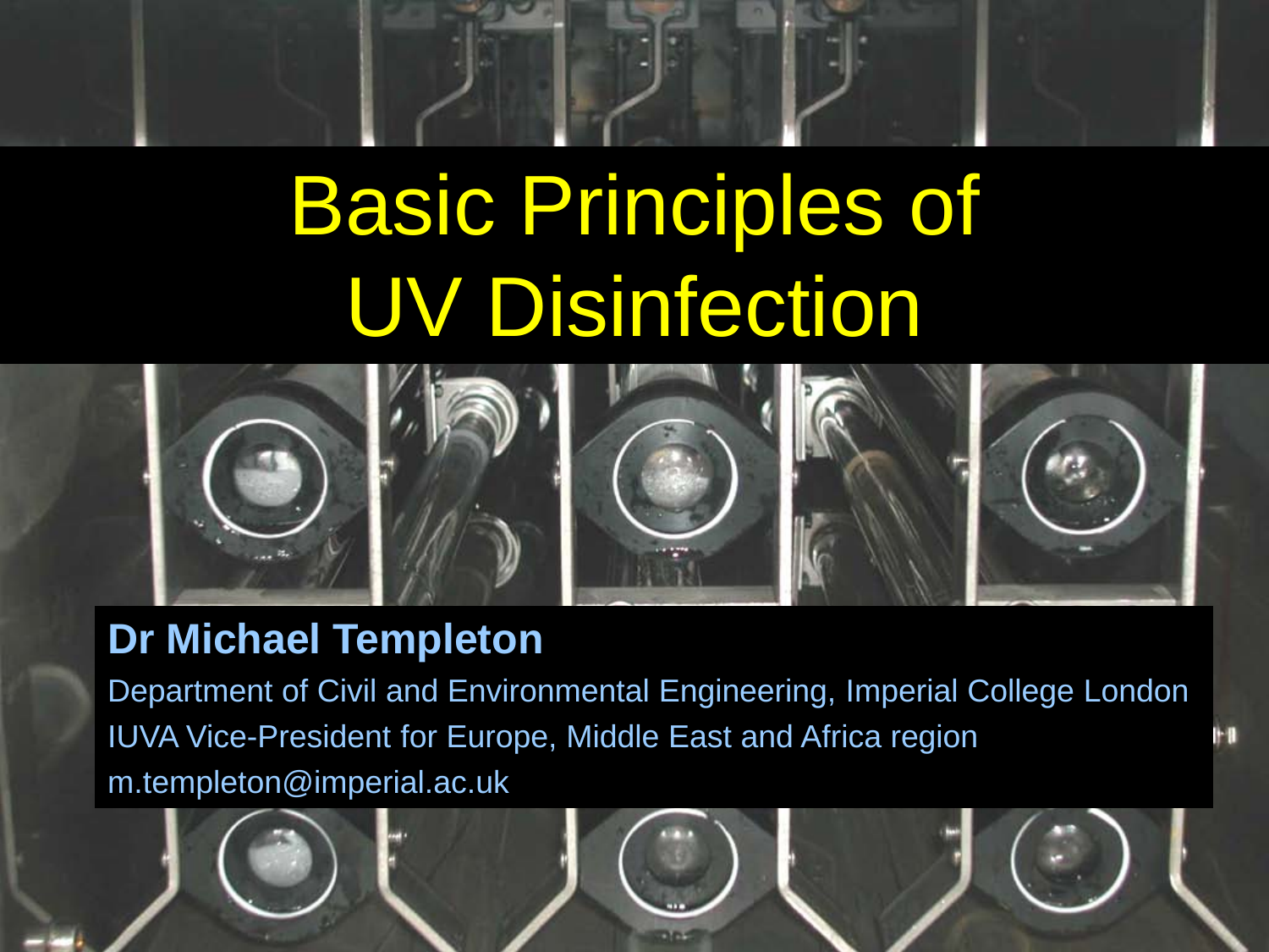# Basic Principles of UV Disinfection

**Dr Michael Templeton**

Department of Civil and Environmental Engineering, Imperial College London

IUVA Vice-President for Europe, Middle East and Africa region

m.templeton@imperial.ac.uk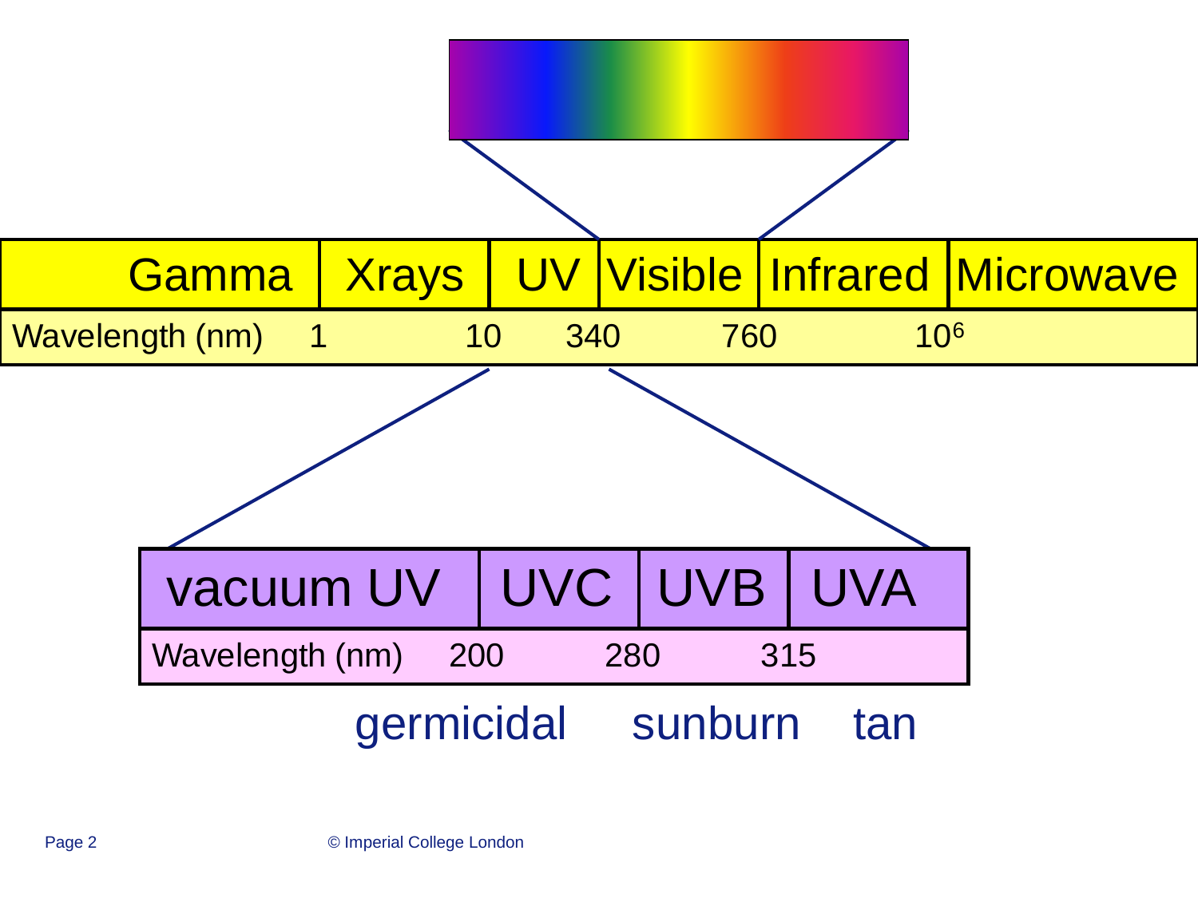| Gamma | Xrays | UV | Visible | Infrared | Microwave |
|---|---|---|---|---|---|
| Wavelength (nm) 1 | 10 | 340 | 760 | $10^6$ | |

| vacuum UV | UVC | UVB | UVA |
|---|---|---|---|
| Wavelength (nm) 200 | 280 | 315 | |

germicidal sunburn tan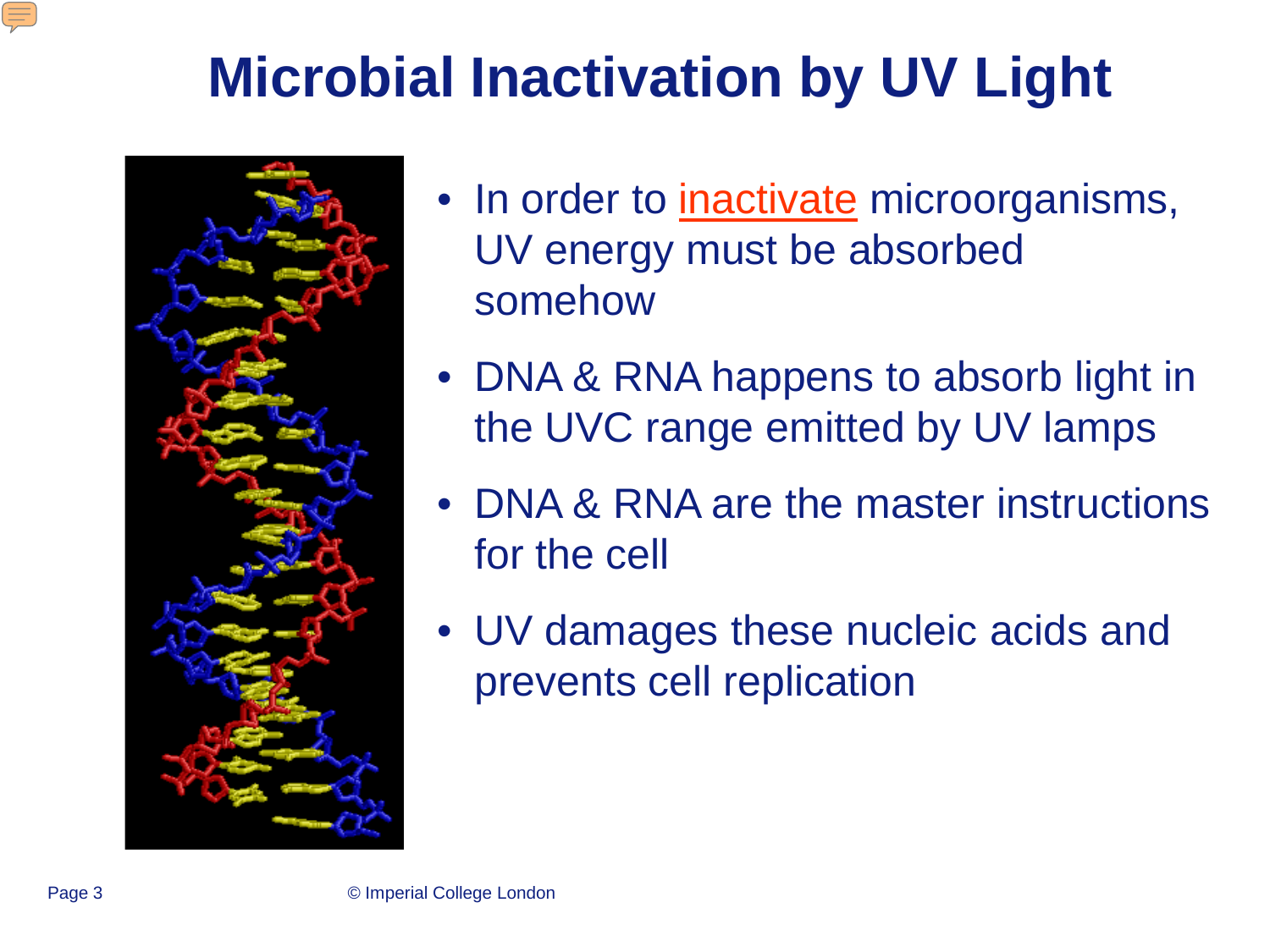# Microbial Inactivation by UV Light

- In order to inactivate microorganisms, UV energy must be absorbed somehow
- DNA & RNA happens to absorb light in the UVC range emitted by UV lamps
- DNA & RNA are the master instructions for the cell
- UV damages these nucleic acids and prevents cell replication

© Imperial College London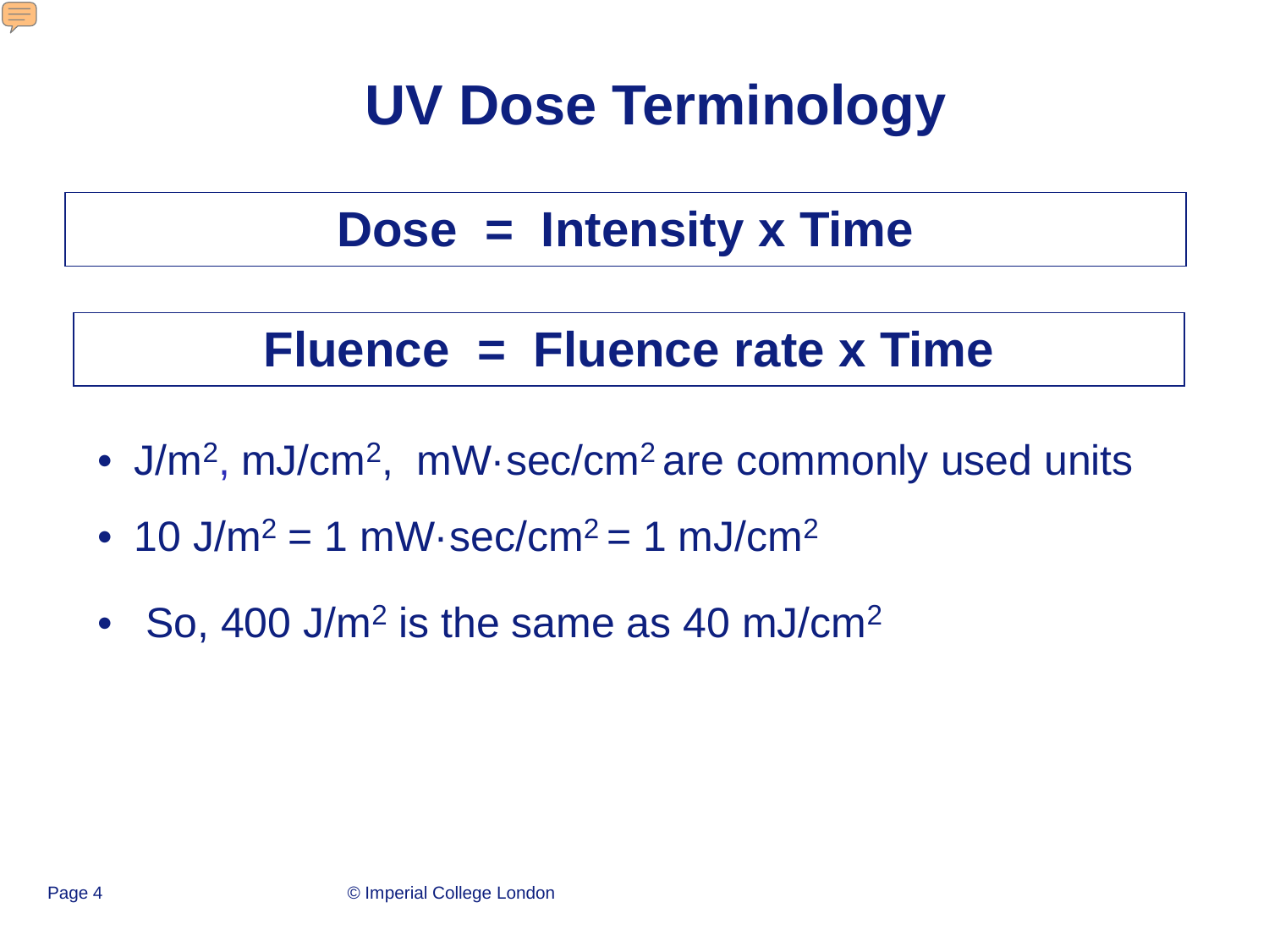# UV Dose Terminology

**Dose = Intensity x Time**

**Fluence = Fluence rate x Time**

- $J/m^2$, $mJ/cm^2$, $mW{\cdot}sec/cm^2$ are commonly used units
- $10\ J/m^2 = 1\ mW{\cdot}sec/cm^2 = 1\ mJ/cm^2$
- So, $400\ J/m^2$ is the same as $40\ mJ/cm^2$

© Imperial College London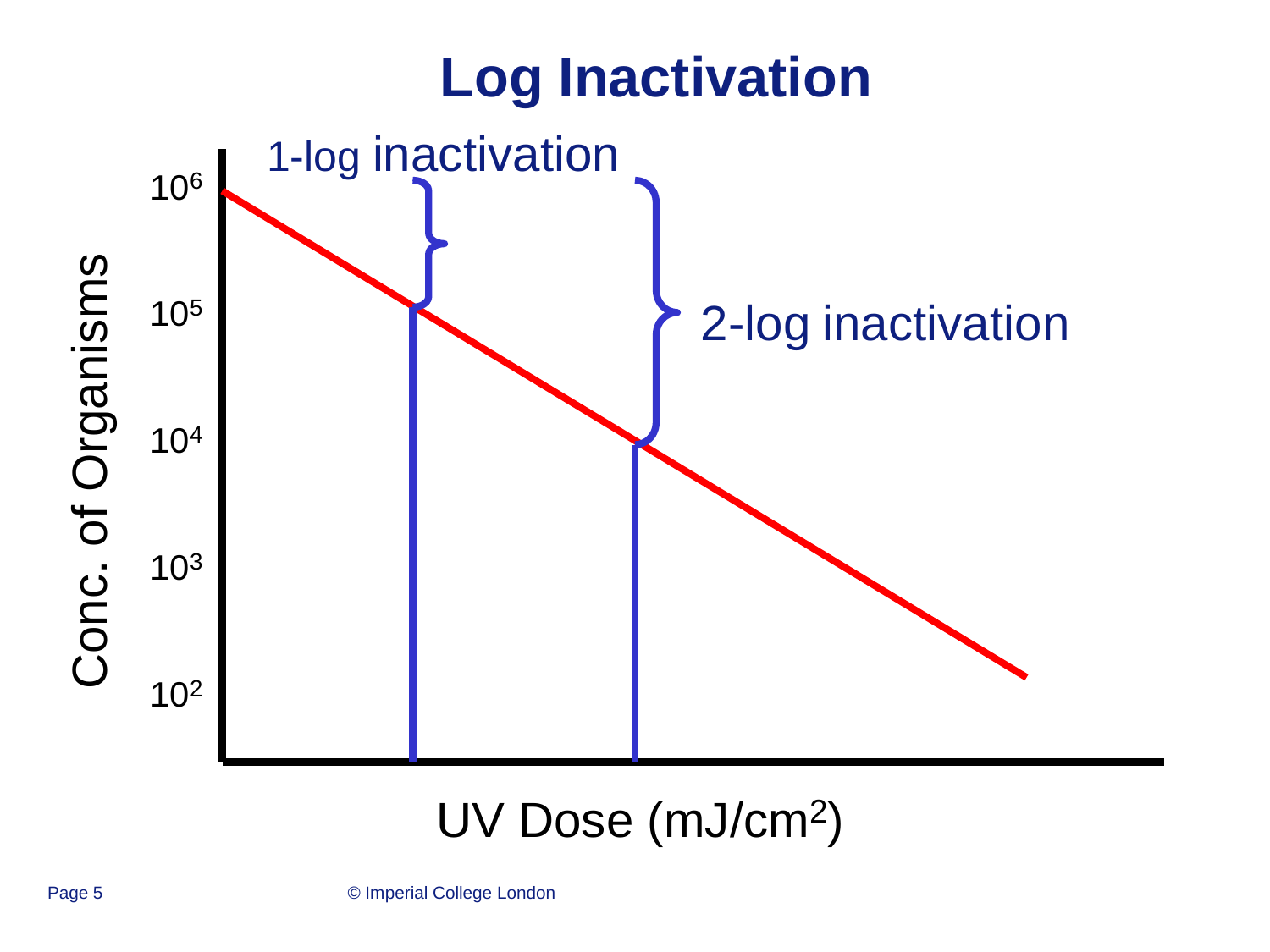# Log Inactivation

1-log inactivation

2-log inactivation

Conc. of Organisms

$10^6$

$10^5$

$10^4$

$10^3$

$10^2$

UV Dose ($mJ/cm^2$)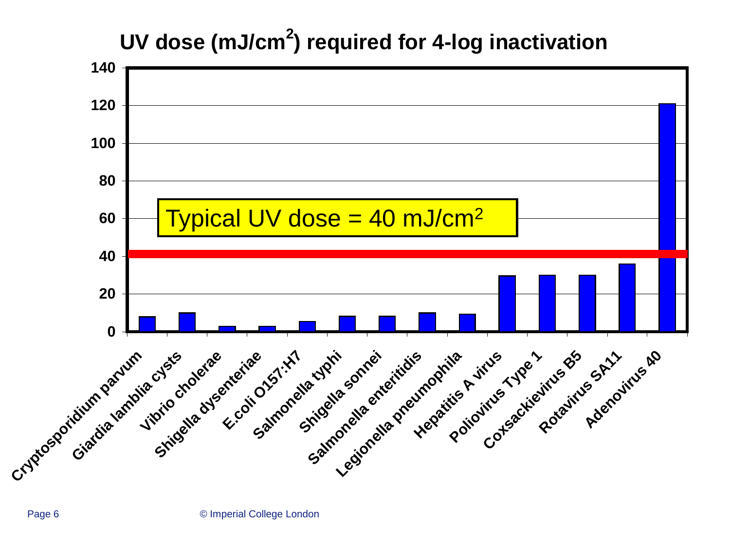## UV dose ($mJ/cm^2$) required for 4-log inactivation

Typical UV dose = 40 $mJ/cm^2$

| Organism | UV dose ($mJ/cm^2$) |
|---|---|
| Cryptosporidium parvum | 8 |
| Giardia lamblia cysts | 10 |
| Vibrio cholerae | 3 |
| Shigella dysenteriae | 3 |
| E.coli O157:H7 | 5.5 |
| Salmonella typhi | 8 |
| Shigella sonnei | 8 |
| Salmonella enteritidis | 10 |
| Legionella pneumophila | 9 |
| Hepatitis A virus | 30 |
| Poliovirus Type 1 | 30 |
| Coxsackievirus B5 | 30 |
| Rotavirus SA11 | 36 |
| Adenovirus 40 | 121 |

© Imperial College London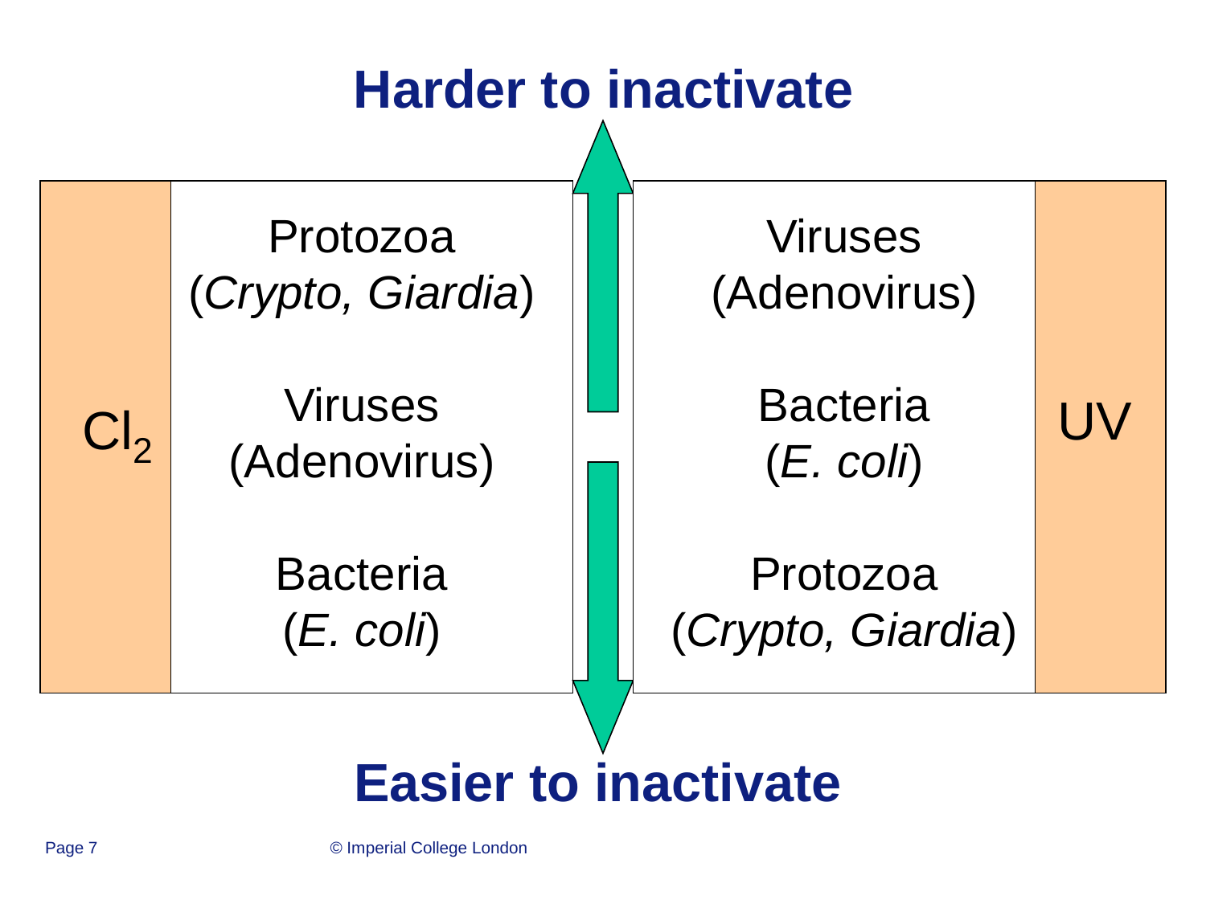**Harder to inactivate**

| $Cl_2$ | UV |
|---|---|
| Protozoa (*Crypto, Giardia*) | Viruses (Adenovirus) |
| Viruses (Adenovirus) | Bacteria (*E. coli*) |
| Bacteria (*E. coli*) | Protozoa (*Crypto, Giardia*) |

**Easier to inactivate**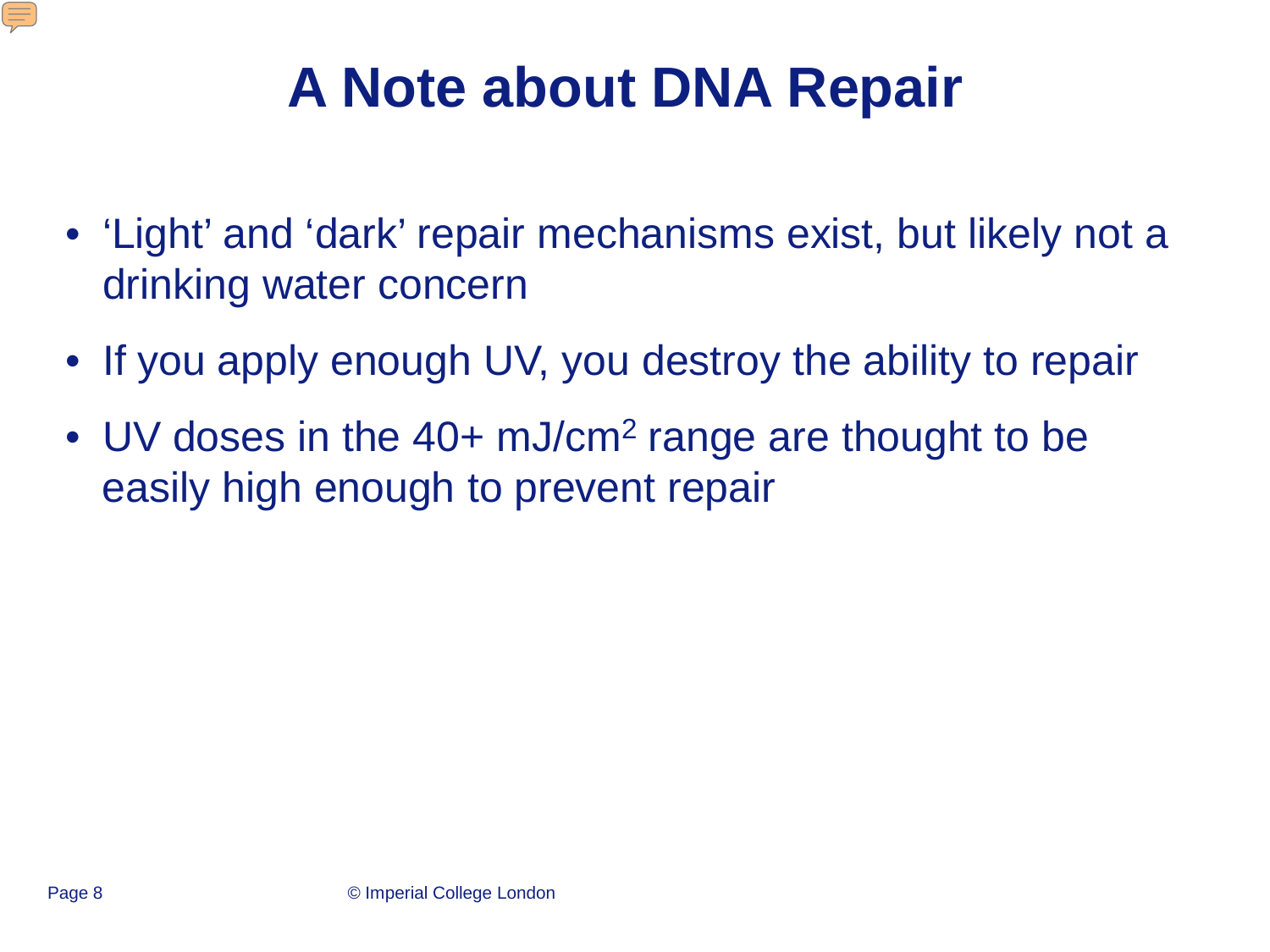# A Note about DNA Repair

- ‘Light’ and ‘dark’ repair mechanisms exist, but likely not a drinking water concern
- If you apply enough UV, you destroy the ability to repair
- UV doses in the 40+ $mJ/cm^2$ range are thought to be easily high enough to prevent repair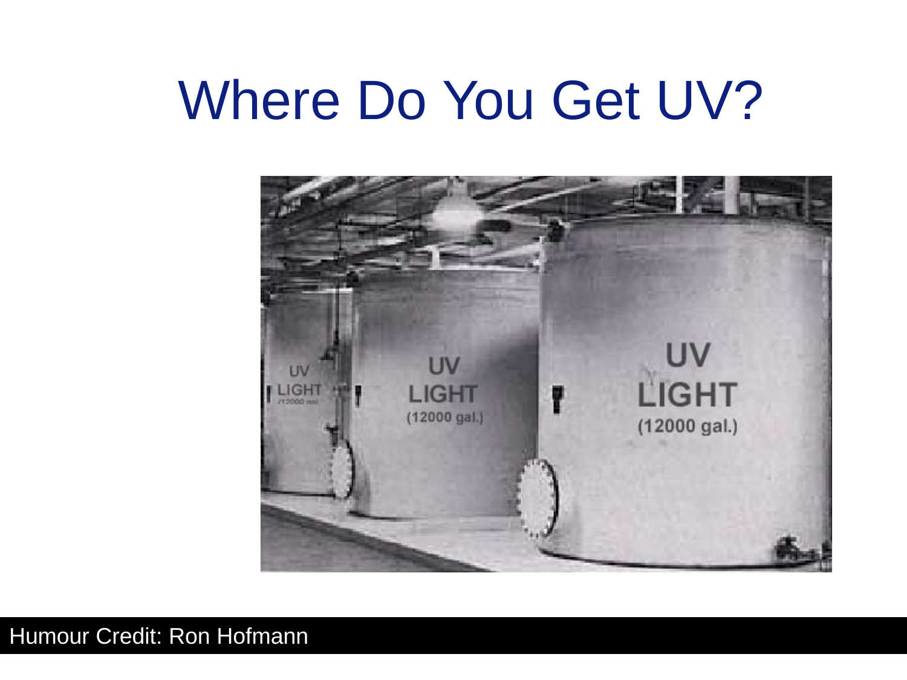# Where Do You Get UV?

Humour Credit: Ron Hofmann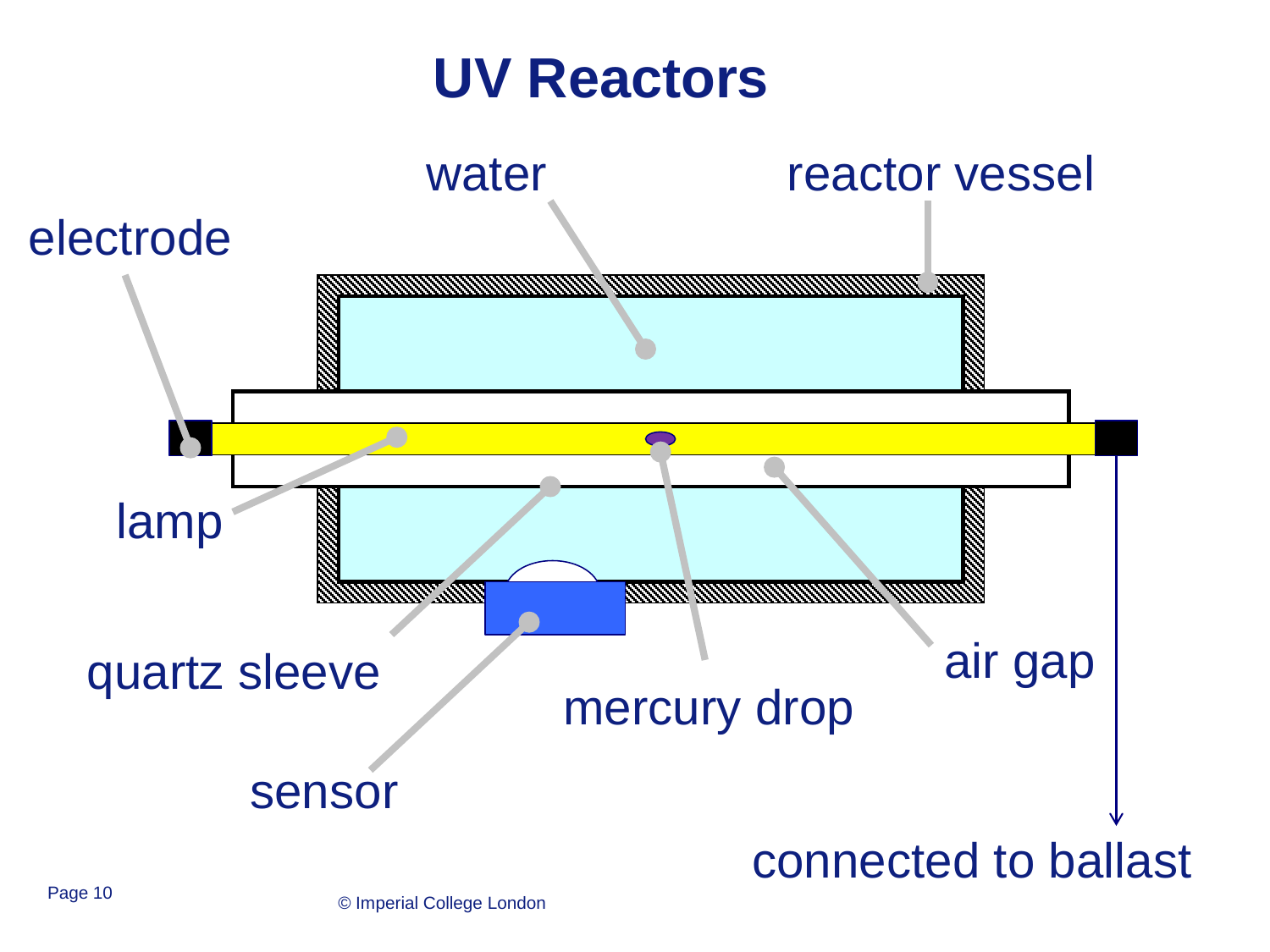# UV Reactors

water

reactor vessel

electrode

lamp

quartz sleeve

mercury drop

air gap

sensor

connected to ballast

© Imperial College London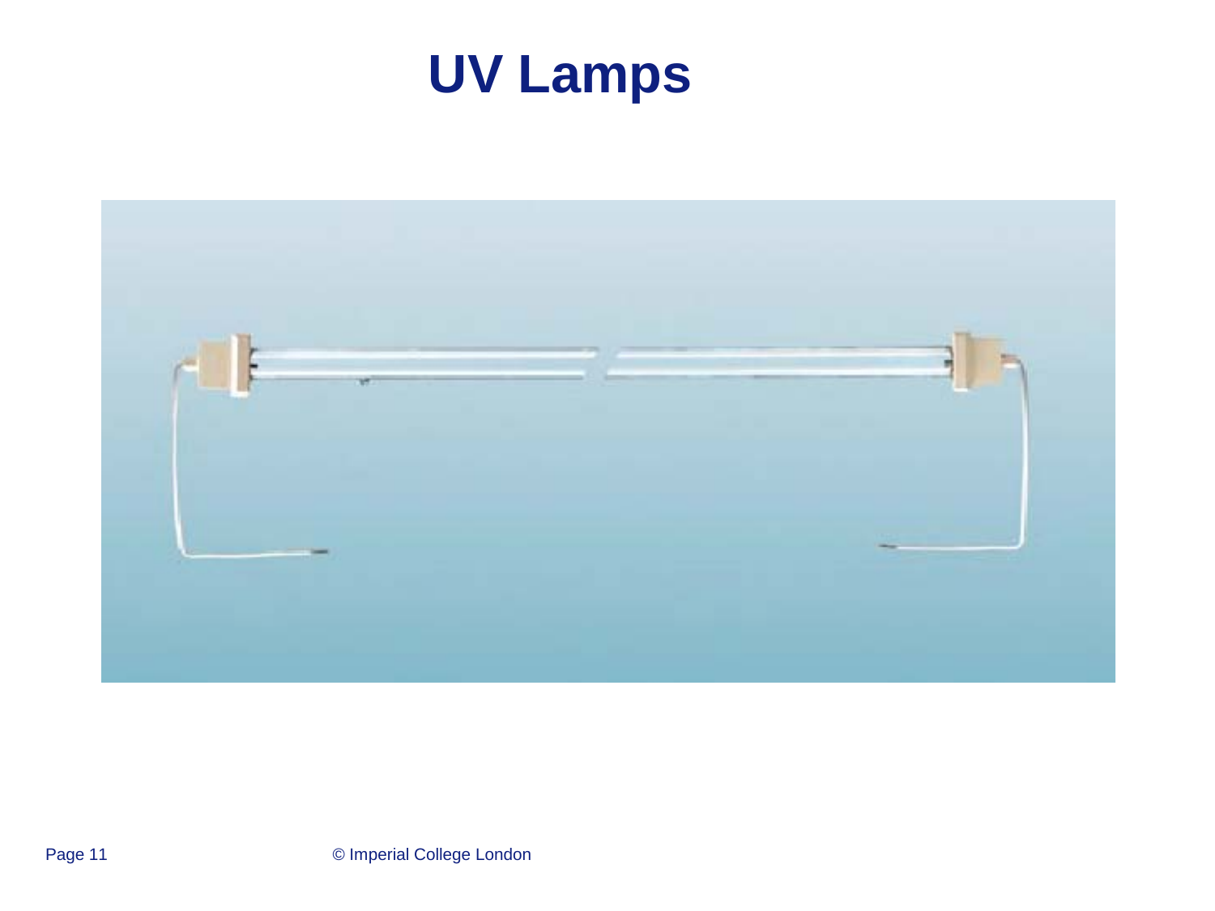# UV Lamps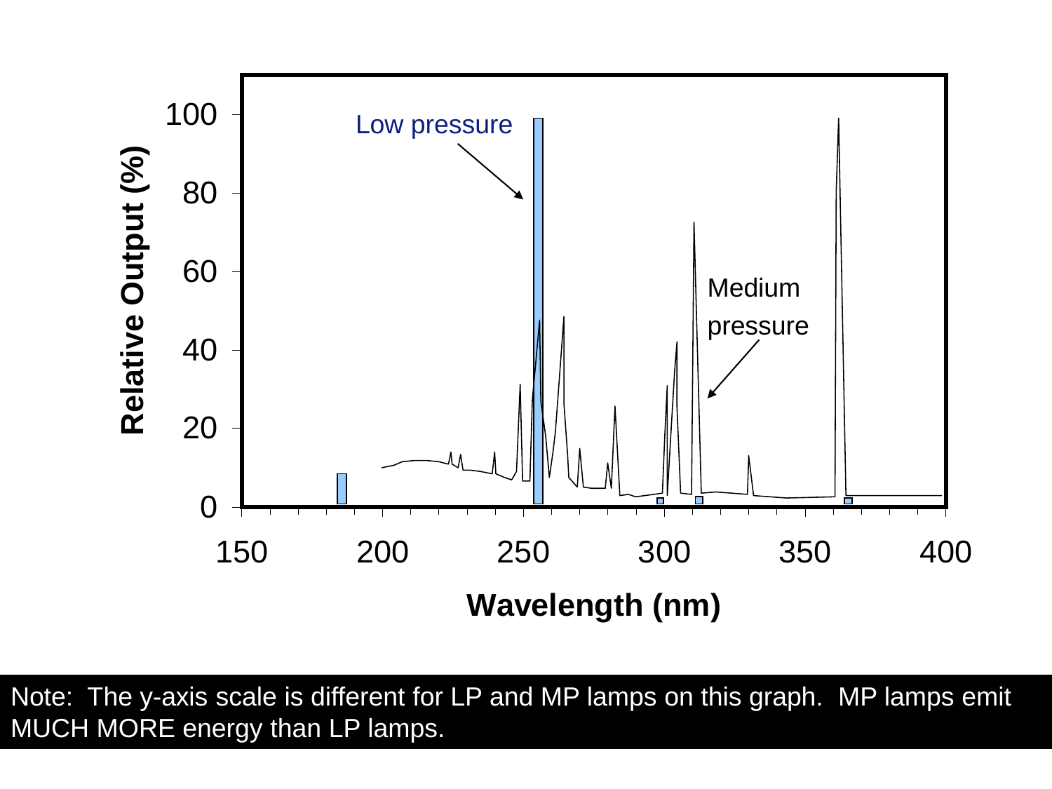Note: The y-axis scale is different for LP and MP lamps on this graph. MP lamps emit MUCH MORE energy than LP lamps.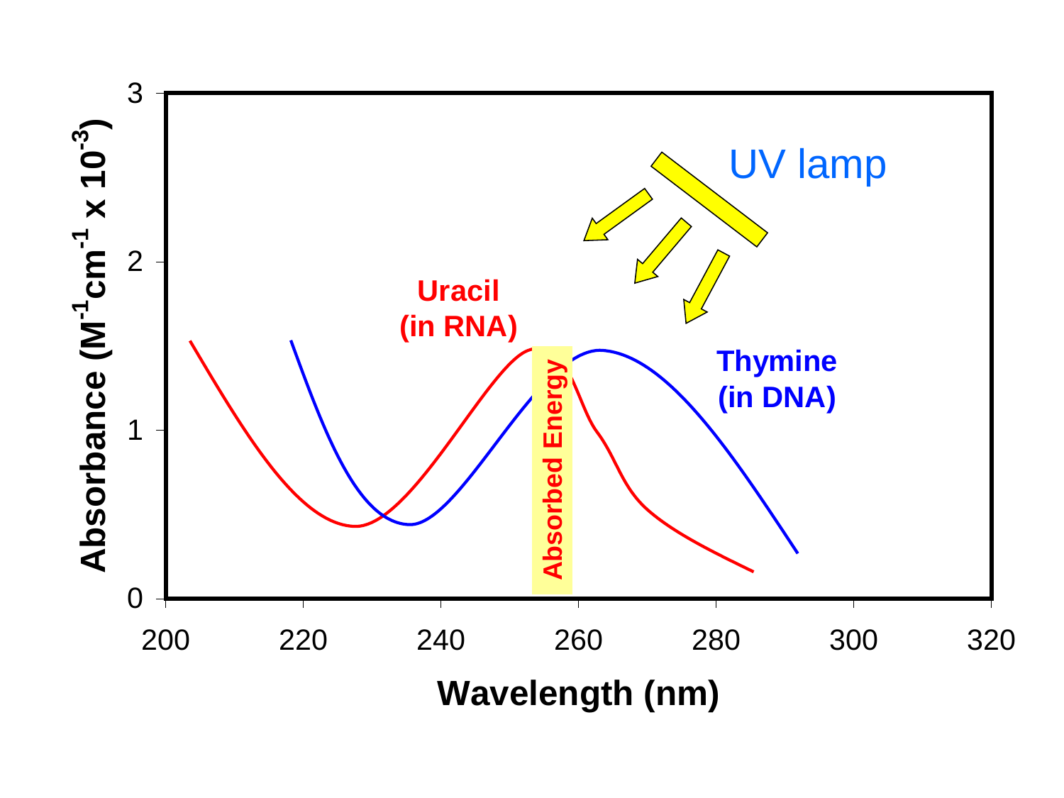UV lamp

Uracil
(in RNA)

Thymine
(in DNA)

Absorbed Energy

Absorbance ($M^{-1}cm^{-1} \times 10^{-3}$)

0
1
2
3

200
220
240
260
280
300
320

Wavelength (nm)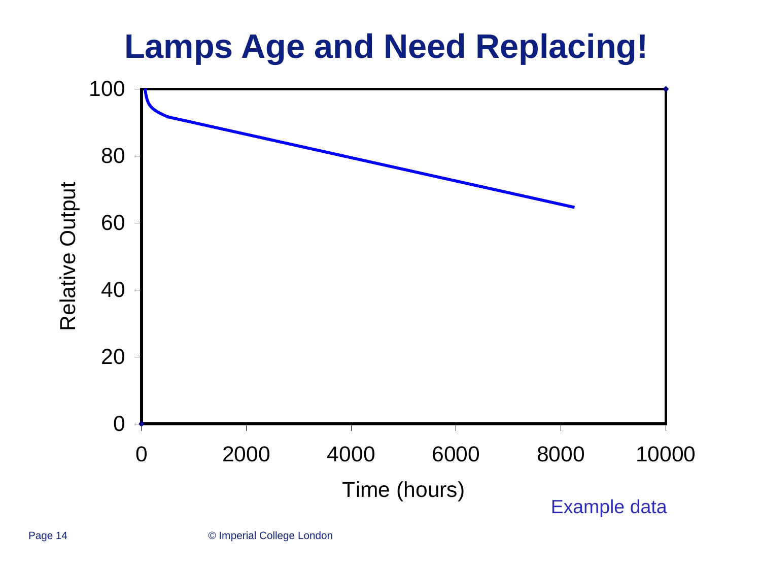# Lamps Age and Need Replacing!

Relative Output

Time (hours)

Example data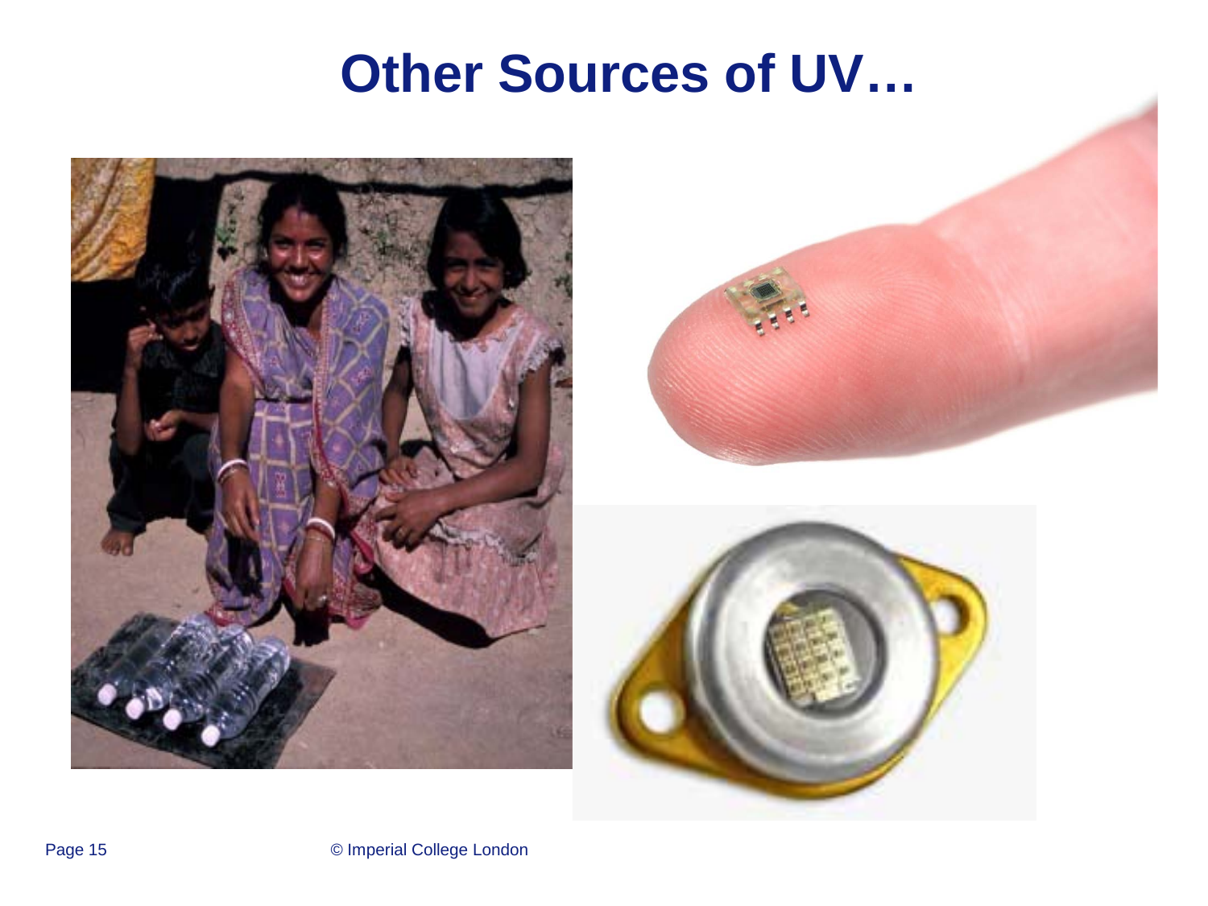# Other Sources of UV…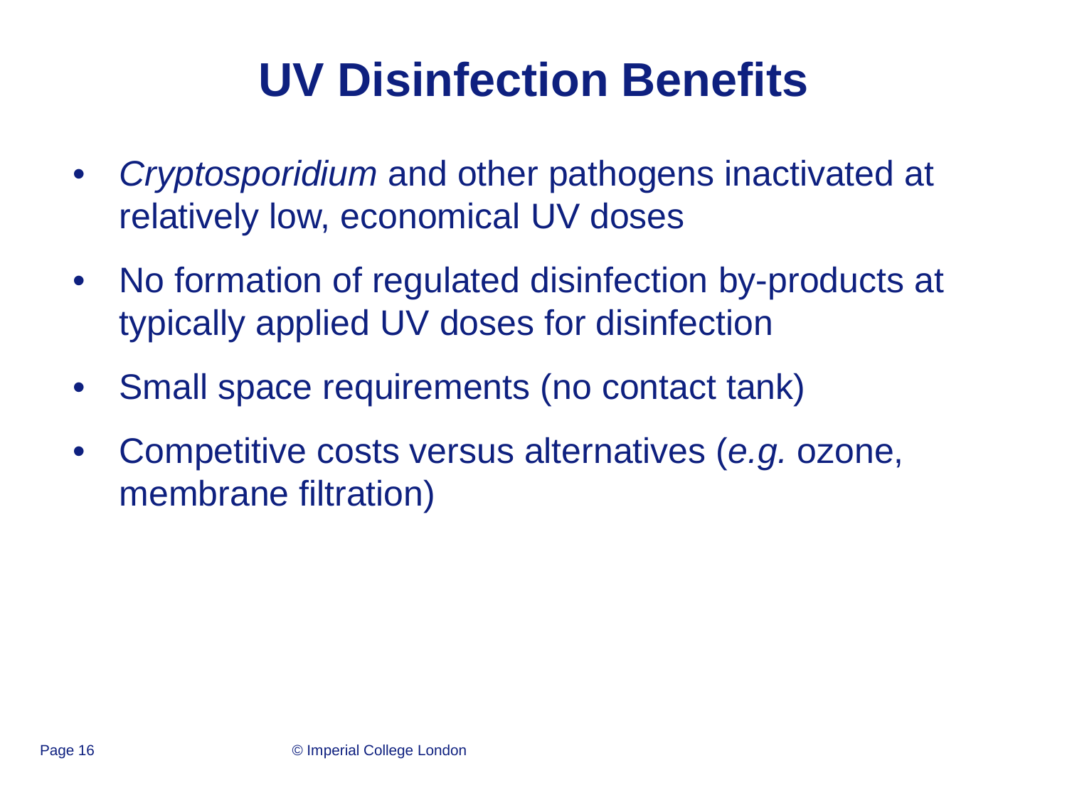# UV Disinfection Benefits

- *Cryptosporidium* and other pathogens inactivated at relatively low, economical UV doses
- No formation of regulated disinfection by-products at typically applied UV doses for disinfection
- Small space requirements (no contact tank)
- Competitive costs versus alternatives (*e.g.* ozone, membrane filtration)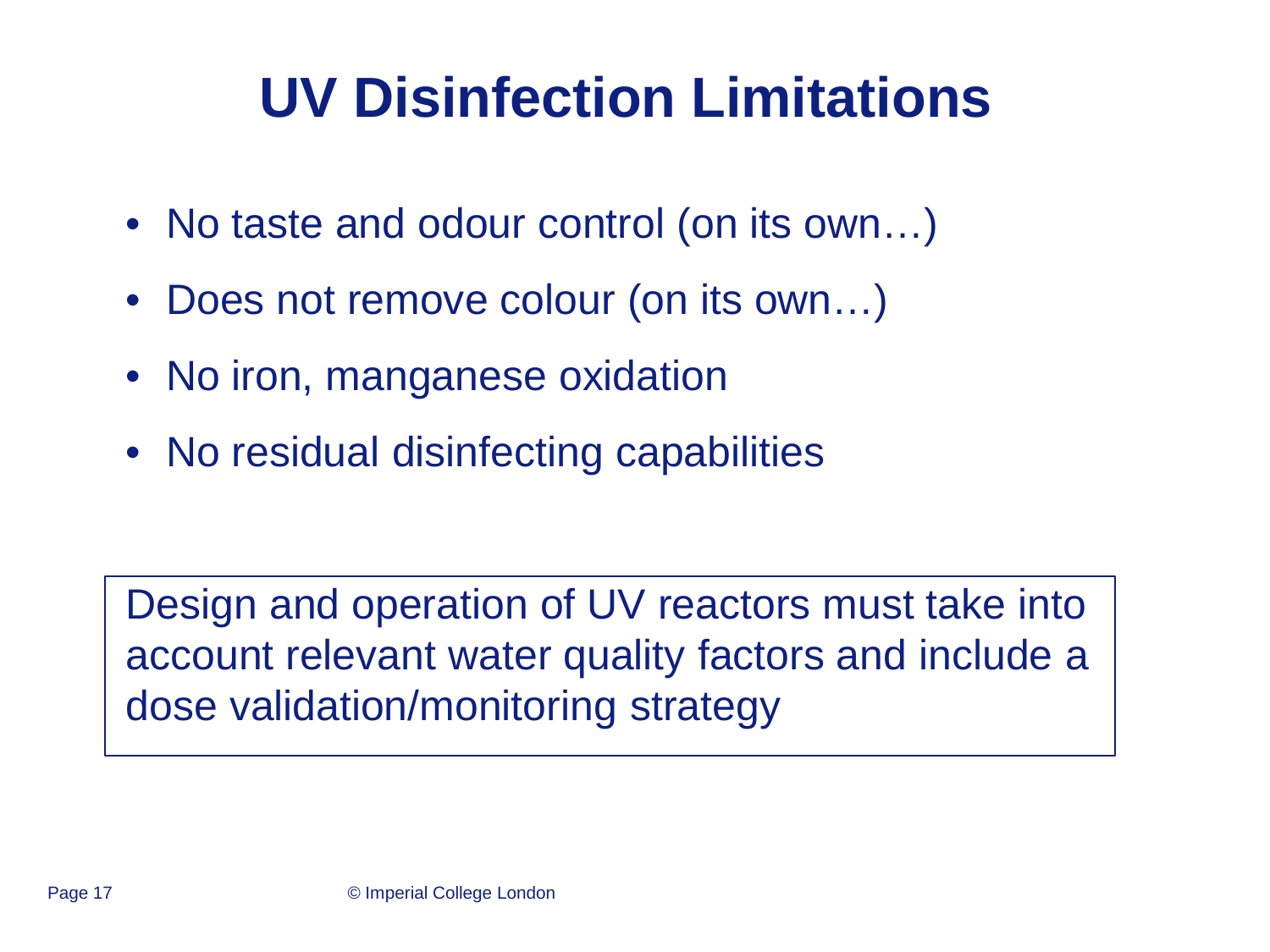# UV Disinfection Limitations

- No taste and odour control (on its own…)
- Does not remove colour (on its own…)
- No iron, manganese oxidation
- No residual disinfecting capabilities

Design and operation of UV reactors must take into account relevant water quality factors and include a dose validation/monitoring strategy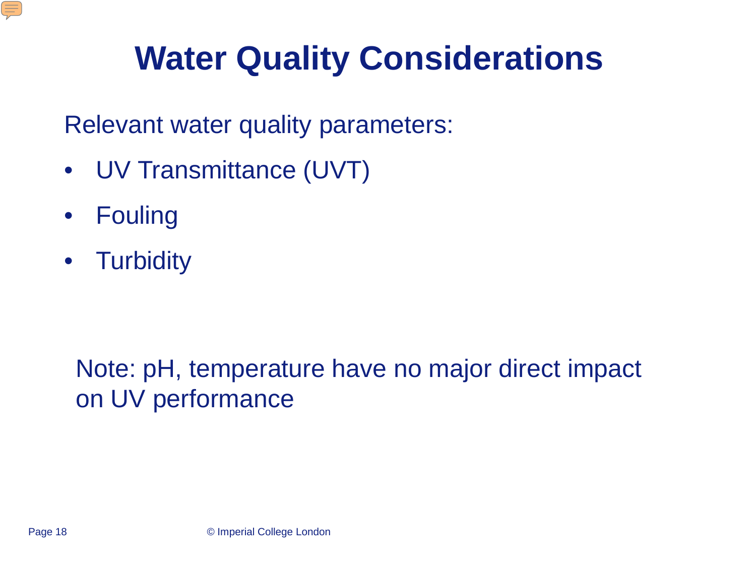# Water Quality Considerations

Relevant water quality parameters:

- UV Transmittance (UVT)
- Fouling
- Turbidity

Note: pH, temperature have no major direct impact on UV performance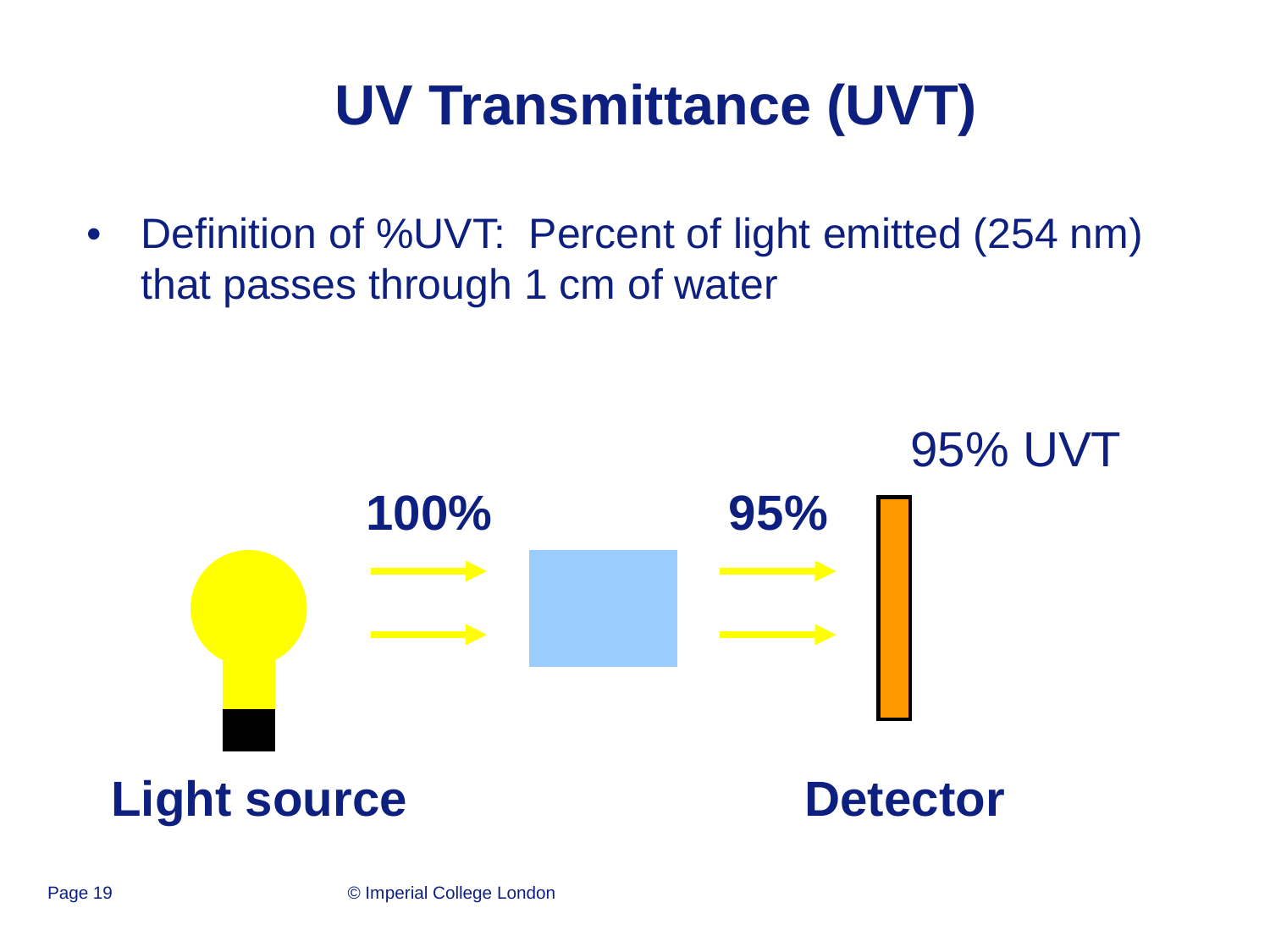# UV Transmittance (UVT)

- Definition of %UVT: Percent of light emitted (254 nm) that passes through 1 cm of water

95% UVT

**100%** **95%**

**Light source** **Detector**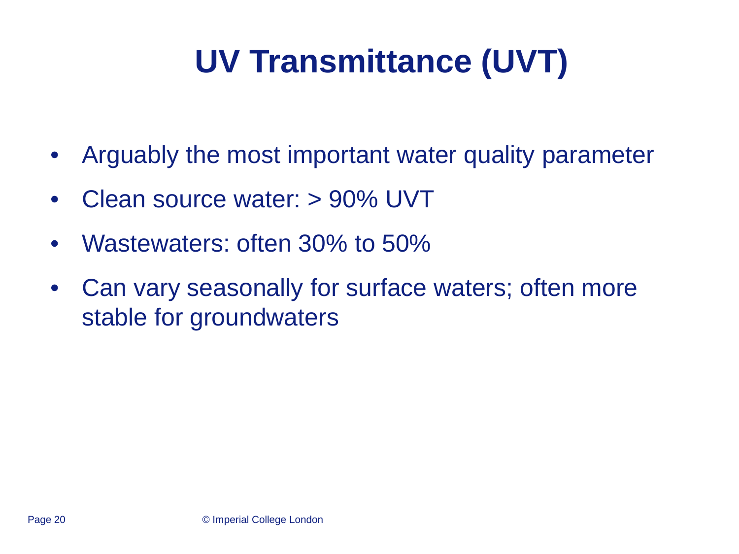# UV Transmittance (UVT)

- Arguably the most important water quality parameter
- Clean source water: > 90% UVT
- Wastewaters: often 30% to 50%
- Can vary seasonally for surface waters; often more stable for groundwaters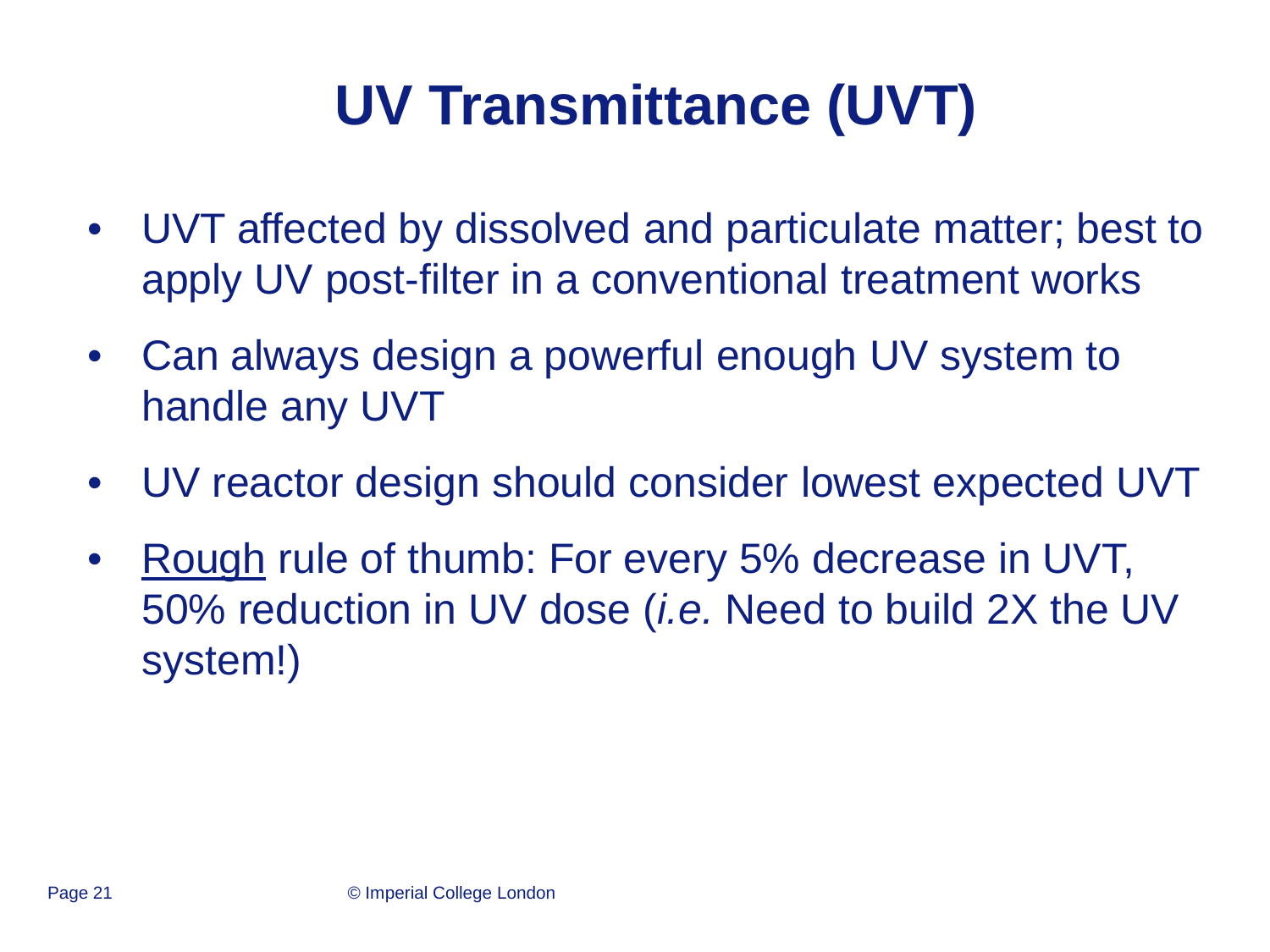# UV Transmittance (UVT)

- UVT affected by dissolved and particulate matter; best to apply UV post-filter in a conventional treatment works
- Can always design a powerful enough UV system to handle any UVT
- UV reactor design should consider lowest expected UVT
- <u>Rough</u> rule of thumb: For every 5% decrease in UVT, 50% reduction in UV dose (*i.e.* Need to build 2X the UV system!)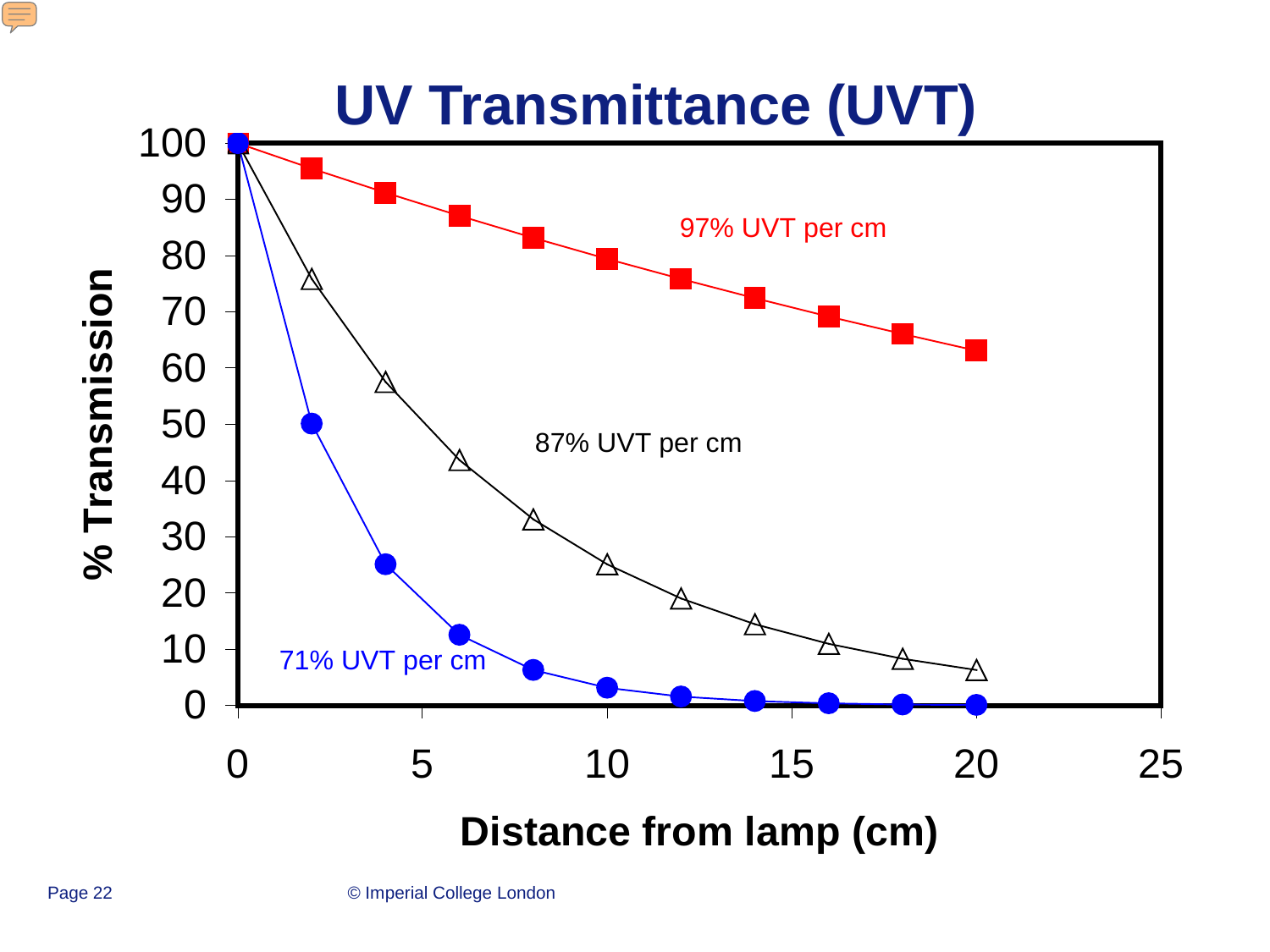# UV Transmittance (UVT)

% Transmission

97% UVT per cm

87% UVT per cm

71% UVT per cm

Distance from lamp (cm)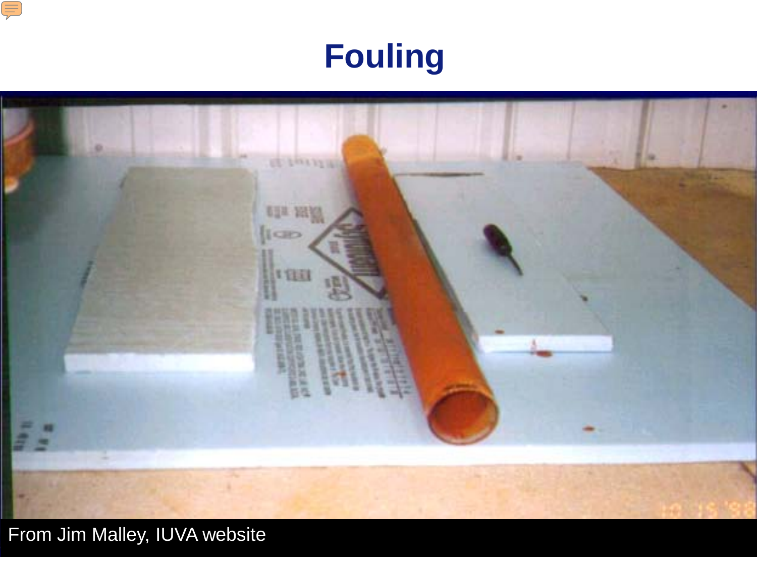# Fouling

From Jim Malley, IUVA website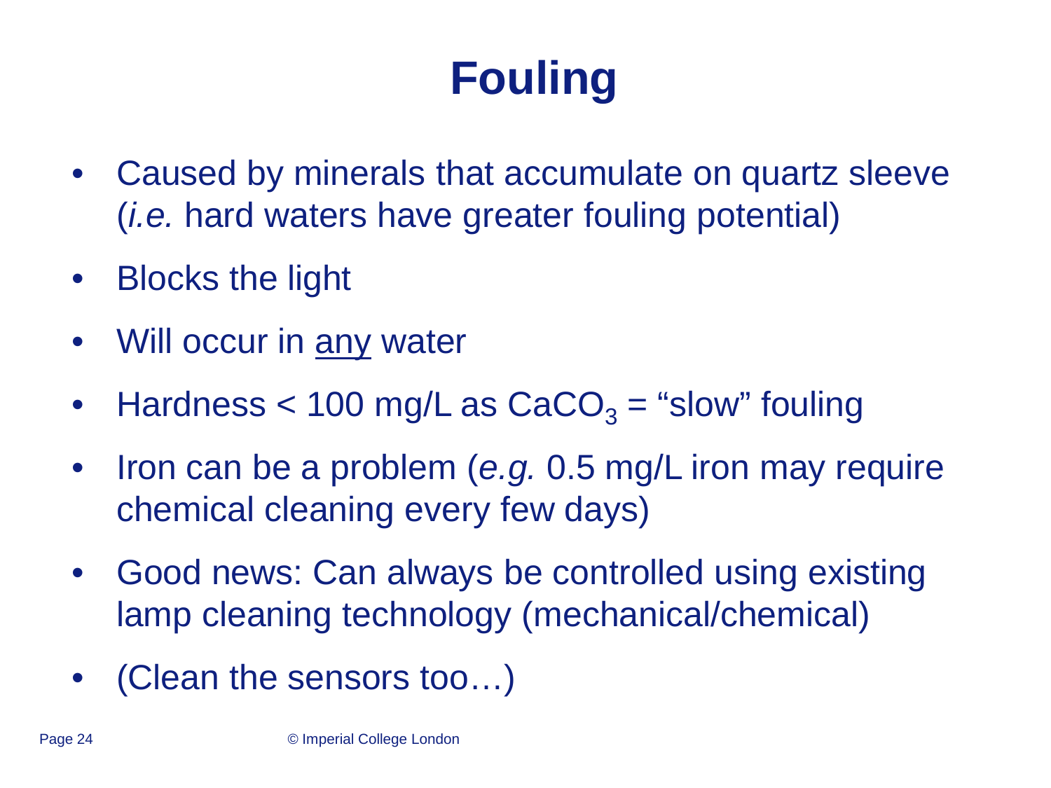# Fouling

- Caused by minerals that accumulate on quartz sleeve (*i.e.* hard waters have greater fouling potential)
- Blocks the light
- Will occur in <u>any</u> water
- Hardness < 100 mg/L as $CaCO_3$ = "slow" fouling
- Iron can be a problem (*e.g.* 0.5 mg/L iron may require chemical cleaning every few days)
- Good news: Can always be controlled using existing lamp cleaning technology (mechanical/chemical)
- (Clean the sensors too…)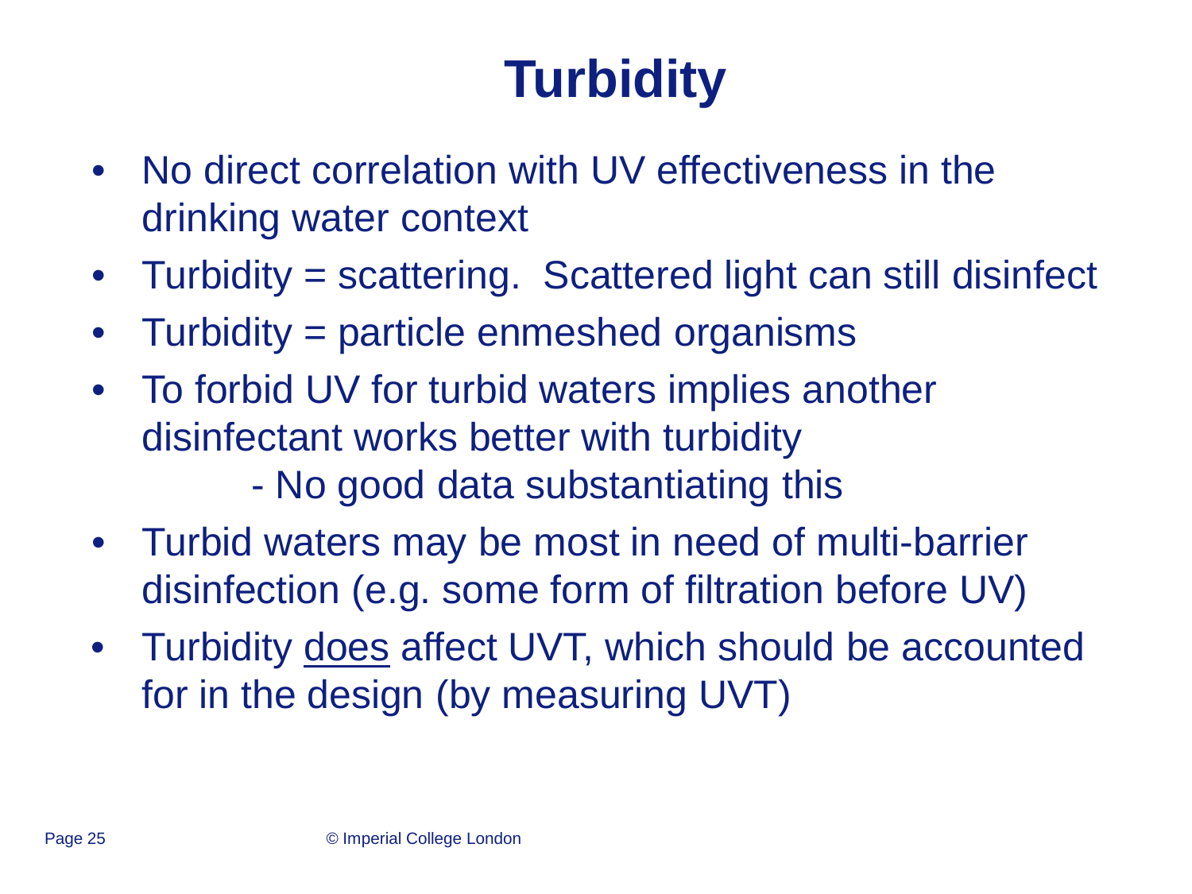# Turbidity

- No direct correlation with UV effectiveness in the drinking water context
- Turbidity = scattering. Scattered light can still disinfect
- Turbidity = particle enmeshed organisms
- To forbid UV for turbid waters implies another disinfectant works better with turbidity
  - No good data substantiating this
- Turbid waters may be most in need of multi-barrier disinfection (e.g. some form of filtration before UV)
- Turbidity <u>does</u> affect UVT, which should be accounted for in the design (by measuring UVT)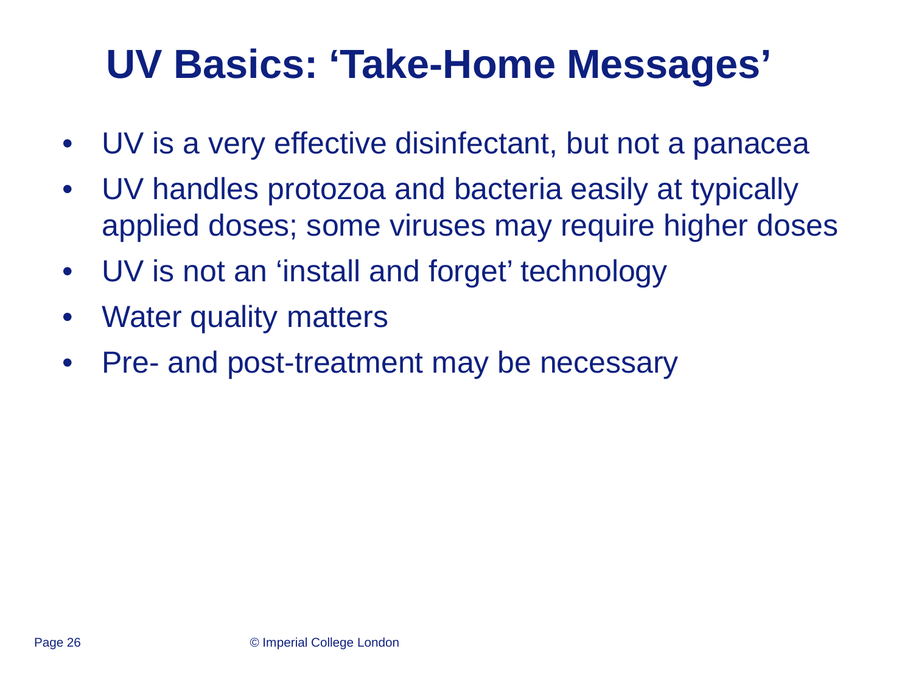# UV Basics: ‘Take-Home Messages’

- UV is a very effective disinfectant, but not a panacea
- UV handles protozoa and bacteria easily at typically applied doses; some viruses may require higher doses
- UV is not an ‘install and forget’ technology
- Water quality matters
- Pre- and post-treatment may be necessary